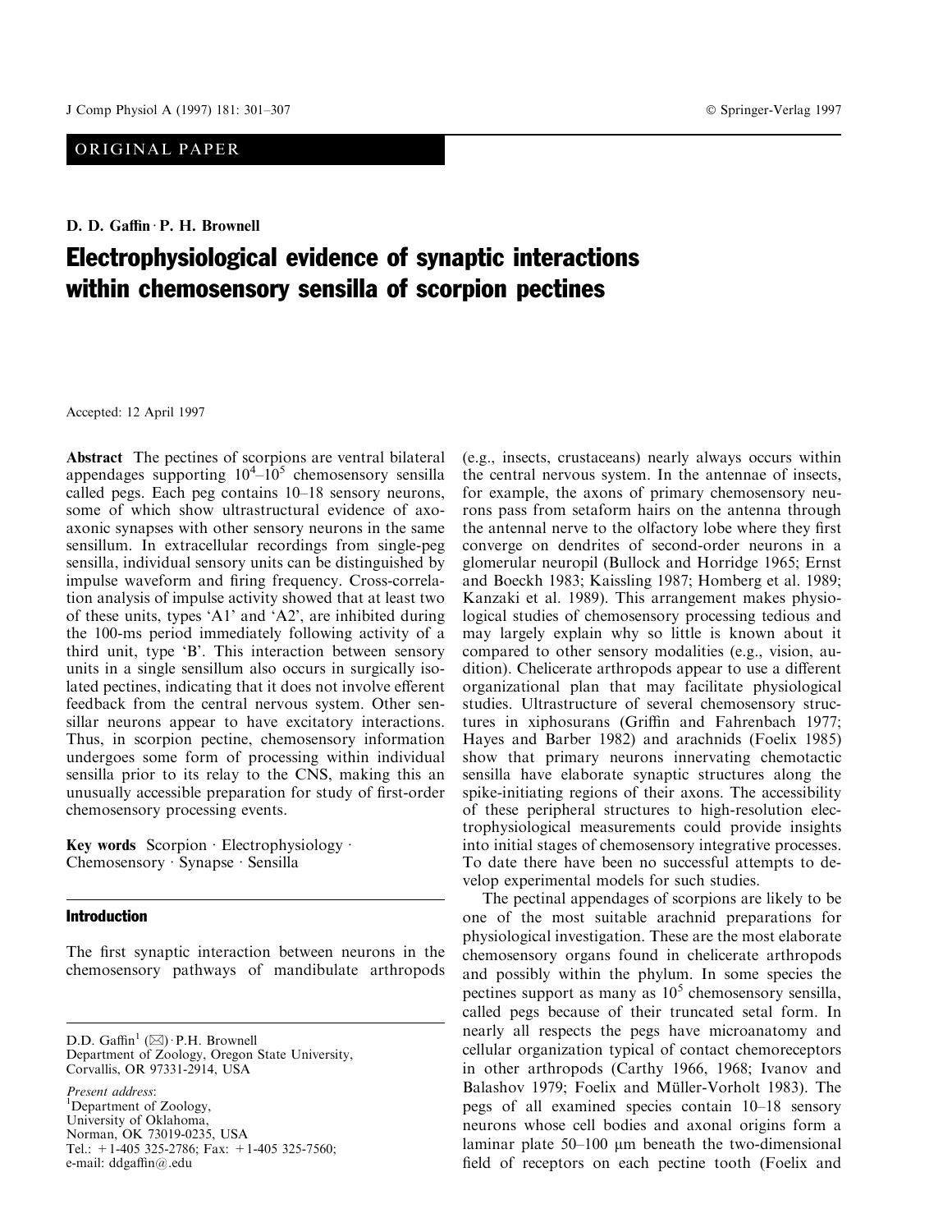ORIGINAL PAPER

**D. D. Gaffin · P. H. Brownell**

# Electrophysiological evidence of synaptic interactions within chemosensory sensilla of scorpion pectines

Accepted: 12 April 1997

**Abstract** The pectines of scorpions are ventral bilateral appendages supporting $10^4$–$10^5$ chemosensory sensilla called pegs. Each peg contains 10–18 sensory neurons, some of which show ultrastructural evidence of axo-axonic synapses with other sensory neurons in the same sensillum. In extracellular recordings from single-peg sensilla, individual sensory units can be distinguished by impulse waveform and firing frequency. Cross-correlation analysis of impulse activity showed that at least two of these units, types 'A1' and 'A2', are inhibited during the 100-ms period immediately following activity of a third unit, type 'B'. This interaction between sensory units in a single sensillum also occurs in surgically isolated pectines, indicating that it does not involve efferent feedback from the central nervous system. Other sensillar neurons appear to have excitatory interactions. Thus, in scorpion pectine, chemosensory information undergoes some form of processing within individual sensilla prior to its relay to the CNS, making this an unusually accessible preparation for study of first-order chemosensory processing events.

**Key words** Scorpion · Electrophysiology · Chemosensory · Synapse · Sensilla

## Introduction

The first synaptic interaction between neurons in the chemosensory pathways of mandibulate arthropods (e.g., insects, crustaceans) nearly always occurs within the central nervous system. In the antennae of insects, for example, the axons of primary chemosensory neurons pass from setaform hairs on the antenna through the antennal nerve to the olfactory lobe where they first converge on dendrites of second-order neurons in a glomerular neuropil (Bullock and Horridge 1965; Ernst and Boeckh 1983; Kaissling 1987; Homberg et al. 1989; Kanzaki et al. 1989). This arrangement makes physiological studies of chemosensory processing tedious and may largely explain why so little is known about it compared to other sensory modalities (e.g., vision, audition). Chelicerate arthropods appear to use a different organizational plan that may facilitate physiological studies. Ultrastructure of several chemosensory structures in xiphosurans (Griffin and Fahrenbach 1977; Hayes and Barber 1982) and arachnids (Foelix 1985) show that primary neurons innervating chemotactic sensilla have elaborate synaptic structures along the spike-initiating regions of their axons. The accessibility of these peripheral structures to high-resolution electrophysiological measurements could provide insights into initial stages of chemosensory integrative processes. To date there have been no successful attempts to develop experimental models for such studies.

The pectinal appendages of scorpions are likely to be one of the most suitable arachnid preparations for physiological investigation. These are the most elaborate chemosensory organs found in chelicerate arthropods and possibly within the phylum. In some species the pectines support as many as $10^5$ chemosensory sensilla, called pegs because of their truncated setal form. In nearly all respects the pegs have microanatomy and cellular organization typical of contact chemoreceptors in other arthropods (Carthy 1966, 1968; Ivanov and Balashov 1979; Foelix and Müller-Vorholt 1983). The pegs of all examined species contain 10–18 sensory neurons whose cell bodies and axonal origins form a laminar plate 50–100 μm beneath the two-dimensional field of receptors on each pectine tooth (Foelix and

---

D.D. Gaffin[1] (✉) · P.H. Brownell
Department of Zoology, Oregon State University,
Corvallis, OR 97331-2914, USA

*Present address*:
[1]Department of Zoology,
University of Oklahoma,
Norman, OK 73019-0235, USA
Tel.: +1-405 325-2786; Fax: +1-405 325-7560;
e-mail: ddgaffin@.edu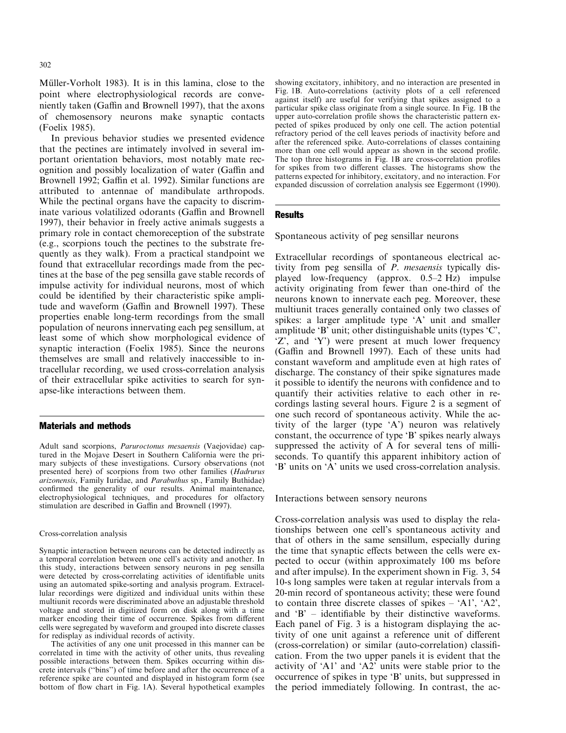Müller-Vorholt 1983). It is in this lamina, close to the point where electrophysiological records are conveniently taken (Gaffin and Brownell 1997), that the axons of chemosensory neurons make synaptic contacts (Foelix 1985).

In previous behavior studies we presented evidence that the pectines are intimately involved in several important orientation behaviors, most notably mate recognition and possibly localization of water (Gaffin and Brownell 1992; Gaffin et al. 1992). Similar functions are attributed to antennae of mandibulate arthropods. While the pectinal organs have the capacity to discriminate various volatilized odorants (Gaffin and Brownell 1997), their behavior in freely active animals suggests a primary role in contact chemoreception of the substrate (e.g., scorpions touch the pectines to the substrate frequently as they walk). From a practical standpoint we found that extracellular recordings made from the pectines at the base of the peg sensilla gave stable records of impulse activity for individual neurons, most of which could be identified by their characteristic spike amplitude and waveform (Gaffin and Brownell 1997). These properties enable long-term recordings from the small population of neurons innervating each peg sensillum, at least some of which show morphological evidence of synaptic interaction (Foelix 1985). Since the neurons themselves are small and relatively inaccessible to intracellular recording, we used cross-correlation analysis of their extracellular spike activities to search for synapse-like interactions between them.

## Materials and methods

Adult sand scorpions, *Paruroctonus mesaensis* (Vaejovidae) captured in the Mojave Desert in Southern California were the primary subjects of these investigations. Cursory observations (not presented here) of scorpions from two other families (*Hadrurus arizonensis*, Family Iuridae, and *Parabuthus* sp., Family Buthidae) confirmed the generality of our results. Animal maintenance, electrophysiological techniques, and procedures for olfactory stimulation are described in Gaffin and Brownell (1997).

### Cross-correlation analysis

Synaptic interaction between neurons can be detected indirectly as a temporal correlation between one cell's activity and another. In this study, interactions between sensory neurons in peg sensilla were detected by cross-correlating activities of identifiable units using an automated spike-sorting and analysis program. Extracellular recordings were digitized and individual units within these multiunit records were discriminated above an adjustable threshold voltage and stored in digitized form on disk along with a time marker encoding their time of occurrence. Spikes from different cells were segregated by waveform and grouped into discrete classes for redisplay as individual records of activity.

The activities of any one unit processed in this manner can be correlated in time with the activity of other units, thus revealing possible interactions between them. Spikes occurring within discrete intervals ("bins") of time before and after the occurrence of a reference spike are counted and displayed in histogram form (see bottom of flow chart in Fig. 1A). Several hypothetical examples showing excitatory, inhibitory, and no interaction are presented in Fig. 1B. Auto-correlations (activity plots of a cell referenced against itself) are useful for verifying that spikes assigned to a particular spike class originate from a single source. In Fig. 1B the upper auto-correlation profile shows the characteristic pattern expected of spikes produced by only one cell. The action potential refractory period of the cell leaves periods of inactivity before and after the referenced spike. Auto-correlations of classes containing more than one cell would appear as shown in the second profile. The top three histograms in Fig. 1B are cross-correlation profiles for spikes from two different classes. The histograms show the patterns expected for inhibitory, excitatory, and no interaction. For expanded discussion of correlation analysis see Eggermont (1990).

## Results

### Spontaneous activity of peg sensillar neurons

Extracellular recordings of spontaneous electrical activity from peg sensilla of *P. mesaensis* typically displayed low-frequency (approx. 0.5–2 Hz) impulse activity originating from fewer than one-third of the neurons known to innervate each peg. Moreover, these multiunit traces generally contained only two classes of spikes: a larger amplitude type 'A' unit and smaller amplitude 'B' unit; other distinguishable units (types 'C', 'Z', and 'Y') were present at much lower frequency (Gaffin and Brownell 1997). Each of these units had constant waveform and amplitude even at high rates of discharge. The constancy of their spike signatures made it possible to identify the neurons with confidence and to quantify their activities relative to each other in recordings lasting several hours. Figure 2 is a segment of one such record of spontaneous activity. While the activity of the larger (type 'A') neuron was relatively constant, the occurrence of type 'B' spikes nearly always suppressed the activity of A for several tens of milliseconds. To quantify this apparent inhibitory action of 'B' units on 'A' units we used cross-correlation analysis.

### Interactions between sensory neurons

Cross-correlation analysis was used to display the relationships between one cell's spontaneous activity and that of others in the same sensillum, especially during the time that synaptic effects between the cells were expected to occur (within approximately 100 ms before and after impulse). In the experiment shown in Fig. 3, 54 10-s long samples were taken at regular intervals from a 20-min record of spontaneous activity; these were found to contain three discrete classes of spikes – 'A1', 'A2', and 'B' – identifiable by their distinctive waveforms. Each panel of Fig. 3 is a histogram displaying the activity of one unit against a reference unit of different (cross-correlation) or similar (auto-correlation) classification. From the two upper panels it is evident that the activity of 'A1' and 'A2' units were stable prior to the occurrence of spikes in type 'B' units, but suppressed in the period immediately following. In contrast, the ac-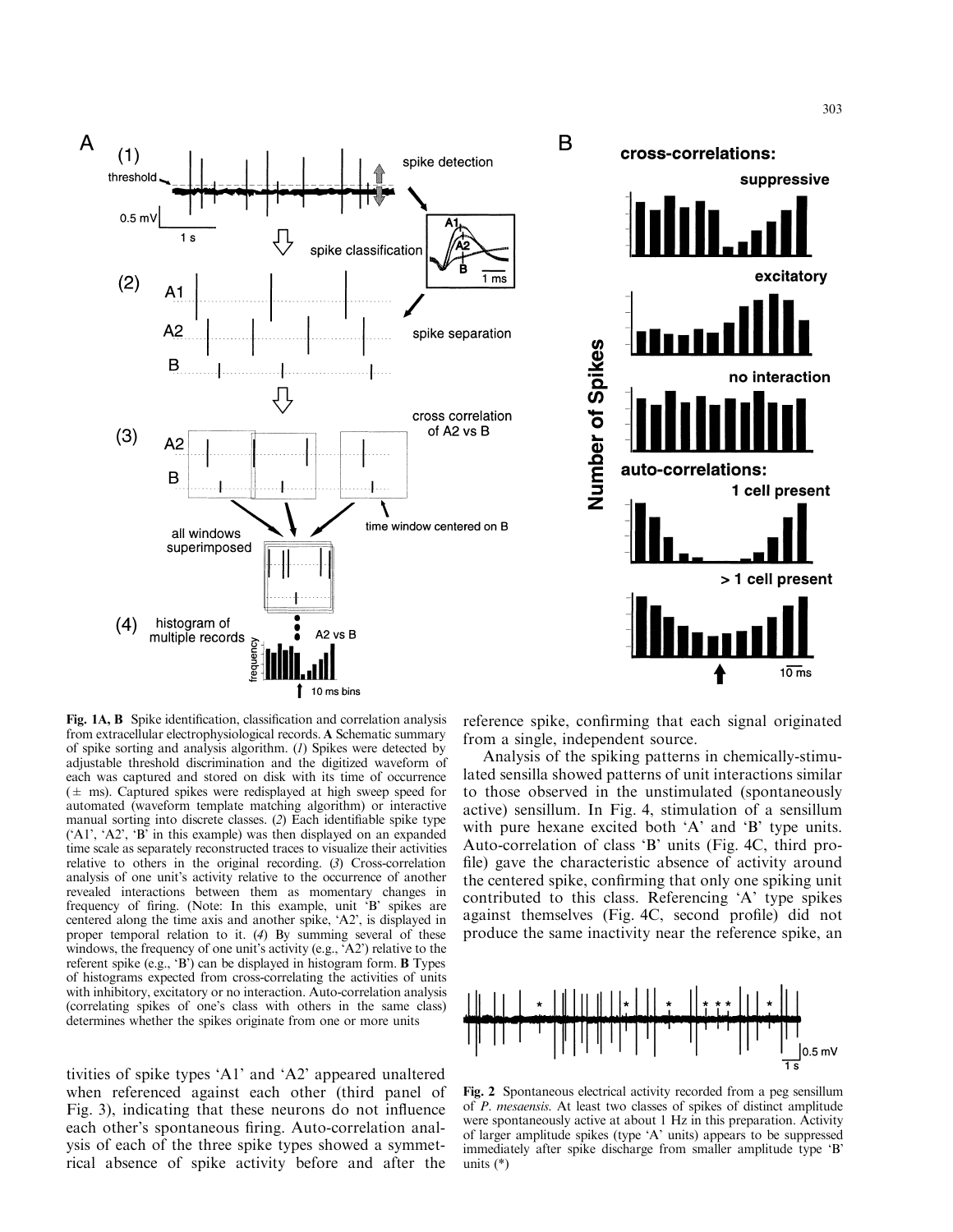**Fig. 1A, B** Spike identification, classification and correlation analysis from extracellular electrophysiological records. **A** Schematic summary of spike sorting and analysis algorithm. (*1*) Spikes were detected by adjustable threshold discrimination and the digitized waveform of each was captured and stored on disk with its time of occurrence (± ms). Captured spikes were redisplayed at high sweep speed for automated (waveform template matching algorithm) or interactive manual sorting into discrete classes. (*2*) Each identifiable spike type ('A1', 'A2', 'B' in this example) was then displayed on an expanded time scale as separately reconstructed traces to visualize their activities relative to others in the original recording. (*3*) Cross-correlation analysis of one unit's activity relative to the occurrence of another revealed interactions between them as momentary changes in frequency of firing. (Note: In this example, unit 'B' spikes are centered along the time axis and another spike, 'A2', is displayed in proper temporal relation to it. (*4*) By summing several of these windows, the frequency of one unit's activity (e.g., 'A2') relative to the referent spike (e.g., 'B') can be displayed in histogram form. **B** Types of histograms expected from cross-correlating the activities of units with inhibitory, excitatory or no interaction. Auto-correlation analysis (correlating spikes of one's class with others in the same class) determines whether the spikes originate from one or more units

tivities of spike types 'A1' and 'A2' appeared unaltered when referenced against each other (third panel of Fig. 3), indicating that these neurons do not influence each other's spontaneous firing. Auto-correlation analysis of each of the three spike types showed a symmetrical absence of spike activity before and after the reference spike, confirming that each signal originated from a single, independent source.

Analysis of the spiking patterns in chemically-stimulated sensilla showed patterns of unit interactions similar to those observed in the unstimulated (spontaneously active) sensillum. In Fig. 4, stimulation of a sensillum with pure hexane excited both 'A' and 'B' type units. Auto-correlation of class 'B' units (Fig. 4C, third profile) gave the characteristic absence of activity around the centered spike, confirming that only one spiking unit contributed to this class. Referencing 'A' type spikes against themselves (Fig. 4C, second profile) did not produce the same inactivity near the reference spike, an

**Fig. 2** Spontaneous electrical activity recorded from a peg sensillum of *P. mesaensis*. At least two classes of spikes of distinct amplitude were spontaneously active at about 1 Hz in this preparation. Activity of larger amplitude spikes (type 'A' units) appears to be suppressed immediately after spike discharge from smaller amplitude type 'B' units (*)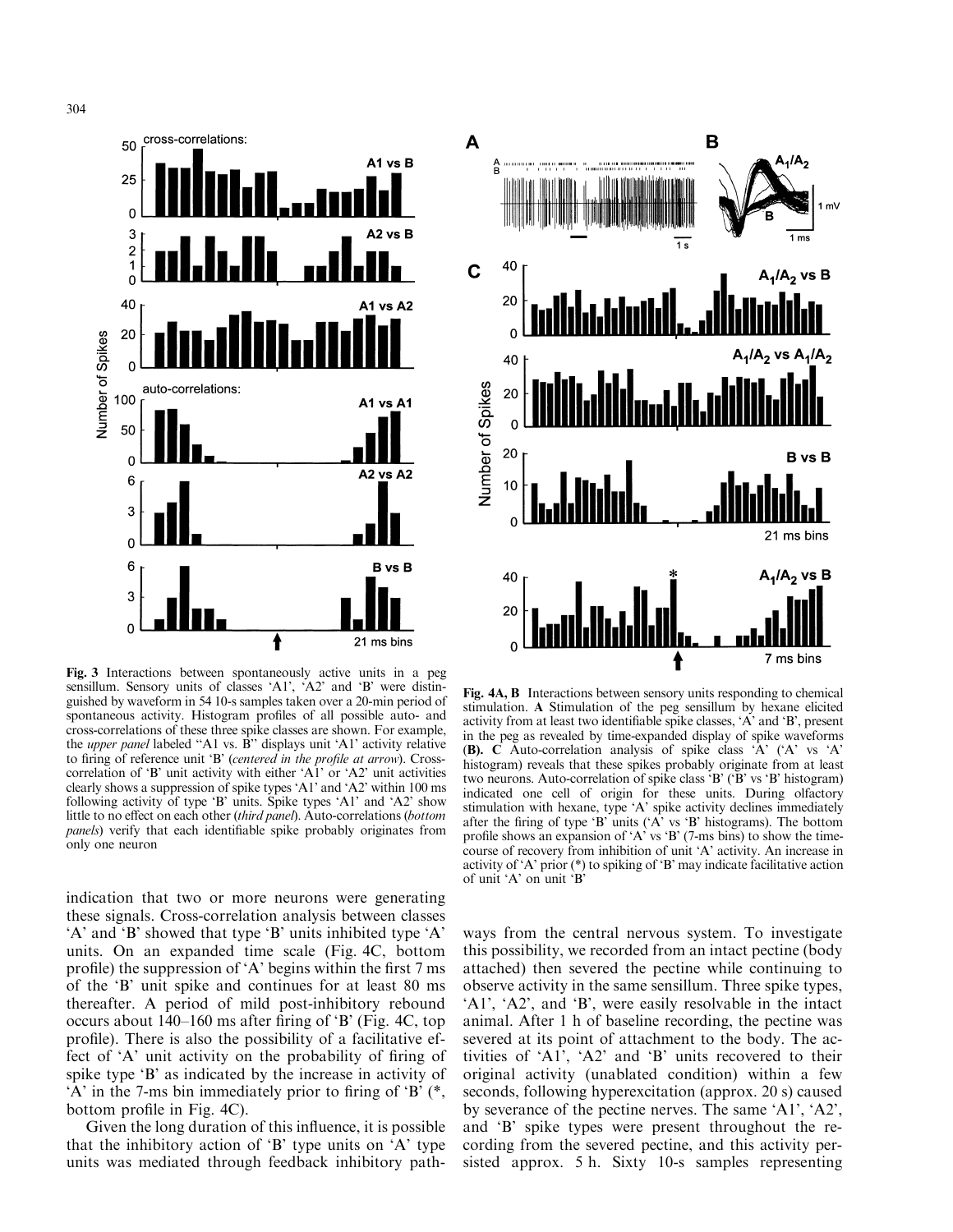**Fig. 3** Interactions between spontaneously active units in a peg sensillum. Sensory units of classes 'A1', 'A2' and 'B' were distinguished by waveform in 54 10-s samples taken over a 20-min period of spontaneous activity. Histogram profiles of all possible auto- and cross-correlations of these three spike classes are shown. For example, the *upper panel* labeled "A1 vs. B" displays unit 'A1' activity relative to firing of reference unit 'B' (*centered in the profile at arrow*). Cross-correlation of 'B' unit activity with either 'A1' or 'A2' unit activities clearly shows a suppression of spike types 'A1' and 'A2' within 100 ms following activity of type 'B' units. Spike types 'A1' and 'A2' show little to no effect on each other (*third panel*). Auto-correlations (*bottom panels*) verify that each identifiable spike probably originates from only one neuron

**Fig. 4A, B** Interactions between sensory units responding to chemical stimulation. **A** Stimulation of the peg sensillum by hexane elicited activity from at least two identifiable spike classes, 'A' and 'B', present in the peg as revealed by time-expanded display of spike waveforms (**B**). **C** Auto-correlation analysis of spike class 'A' ('A' vs 'A' histogram) reveals that these spikes probably originate from at least two neurons. Auto-correlation of spike class 'B' ('B' vs 'B' histogram) indicated one cell of origin for these units. During olfactory stimulation with hexane, type 'A' spike activity declines immediately after the firing of type 'B' units ('A' vs 'B' histograms). The bottom profile shows an expansion of 'A' vs 'B' (7-ms bins) to show the time-course of recovery from inhibition of unit 'A' activity. An increase in activity of 'A' prior (*) to spiking of 'B' may indicate facilitative action of unit 'A' on unit 'B'

indication that two or more neurons were generating these signals. Cross-correlation analysis between classes 'A' and 'B' showed that type 'B' units inhibited type 'A' units. On an expanded time scale (Fig. 4C, bottom profile) the suppression of 'A' begins within the first 7 ms of the 'B' unit spike and continues for at least 80 ms thereafter. A period of mild post-inhibitory rebound occurs about 140–160 ms after firing of 'B' (Fig. 4C, top profile). There is also the possibility of a facilitative effect of 'A' unit activity on the probability of firing of spike type 'B' as indicated by the increase in activity of 'A' in the 7-ms bin immediately prior to firing of 'B' (*, bottom profile in Fig. 4C).

Given the long duration of this influence, it is possible that the inhibitory action of 'B' type units on 'A' type units was mediated through feedback inhibitory pathways from the central nervous system. To investigate this possibility, we recorded from an intact pectine (body attached) then severed the pectine while continuing to observe activity in the same sensillum. Three spike types, 'A1', 'A2', and 'B', were easily resolvable in the intact animal. After 1 h of baseline recording, the pectine was severed at its point of attachment to the body. The activities of 'A1', 'A2' and 'B' units recovered to their original activity (unablated condition) within a few seconds, following hyperexcitation (approx. 20 s) caused by severance of the pectine nerves. The same 'A1', 'A2', and 'B' spike types were present throughout the recording from the severed pectine, and this activity persisted approx. 5 h. Sixty 10-s samples representing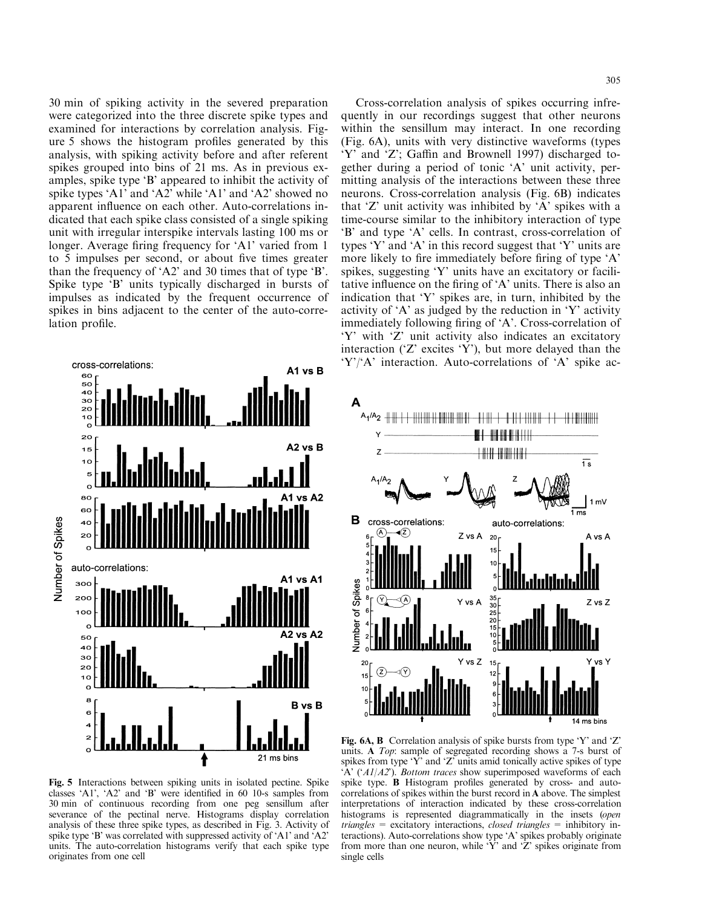30 min of spiking activity in the severed preparation were categorized into the three discrete spike types and examined for interactions by correlation analysis. Figure 5 shows the histogram profiles generated by this analysis, with spiking activity before and after referent spikes grouped into bins of 21 ms. As in previous examples, spike type 'B' appeared to inhibit the activity of spike types 'A1' and 'A2' while 'A1' and 'A2' showed no apparent influence on each other. Auto-correlations indicated that each spike class consisted of a single spiking unit with irregular interspike intervals lasting 100 ms or longer. Average firing frequency for 'A1' varied from 1 to 5 impulses per second, or about five times greater than the frequency of 'A2' and 30 times that of type 'B'. Spike type 'B' units typically discharged in bursts of impulses as indicated by the frequent occurrence of spikes in bins adjacent to the center of the auto-correlation profile.

**Fig. 5** Interactions between spiking units in isolated pectine. Spike classes 'A1', 'A2' and 'B' were identified in 60 10-s samples from 30 min of continuous recording from one peg sensillum after severance of the pectinal nerve. Histograms display correlation analysis of these three spike types, as described in Fig. 3. Activity of spike type 'B' was correlated with suppressed activity of 'A1' and 'A2' units. The auto-correlation histograms verify that each spike type originates from one cell

Cross-correlation analysis of spikes occurring infrequently in our recordings suggest that other neurons within the sensillum may interact. In one recording (Fig. 6A), units with very distinctive waveforms (types 'Y' and 'Z'; Gaffin and Brownell 1997) discharged together during a period of tonic 'A' unit activity, permitting analysis of the interactions between these three neurons. Cross-correlation analysis (Fig. 6B) indicates that 'Z' unit activity was inhibited by 'A' spikes with a time-course similar to the inhibitory interaction of type 'B' and type 'A' cells. In contrast, cross-correlation of types 'Y' and 'A' in this record suggest that 'Y' units are more likely to fire immediately before firing of type 'A' spikes, suggesting 'Y' units have an excitatory or facilitative influence on the firing of 'A' units. There is also an indication that 'Y' spikes are, in turn, inhibited by the activity of 'A' as judged by the reduction in 'Y' activity immediately following firing of 'A'. Cross-correlation of 'Y' with 'Z' unit activity also indicates an excitatory interaction ('Z' excites 'Y'), but more delayed than the 'Y'/'A' interaction. Auto-correlations of 'A' spike ac-

**Fig. 6A, B** Correlation analysis of spike bursts from type 'Y' and 'Z' units. **A** *Top*: sample of segregated recording shows a 7-s burst of spikes from type 'Y' and 'Z' units amid tonically active spikes of type 'A' ('*A1/A2*'). *Bottom traces* show superimposed waveforms of each spike type. **B** Histogram profiles generated by cross- and auto-correlations of spikes within the burst record in **A** above. The simplest interpretations of interaction indicated by these cross-correlation histograms is represented diagrammatically in the insets (*open triangles* = excitatory interactions, *closed triangles* = inhibitory interactions). Auto-correlations show type 'A' spikes probably originate from more than one neuron, while 'Y' and 'Z' spikes originate from single cells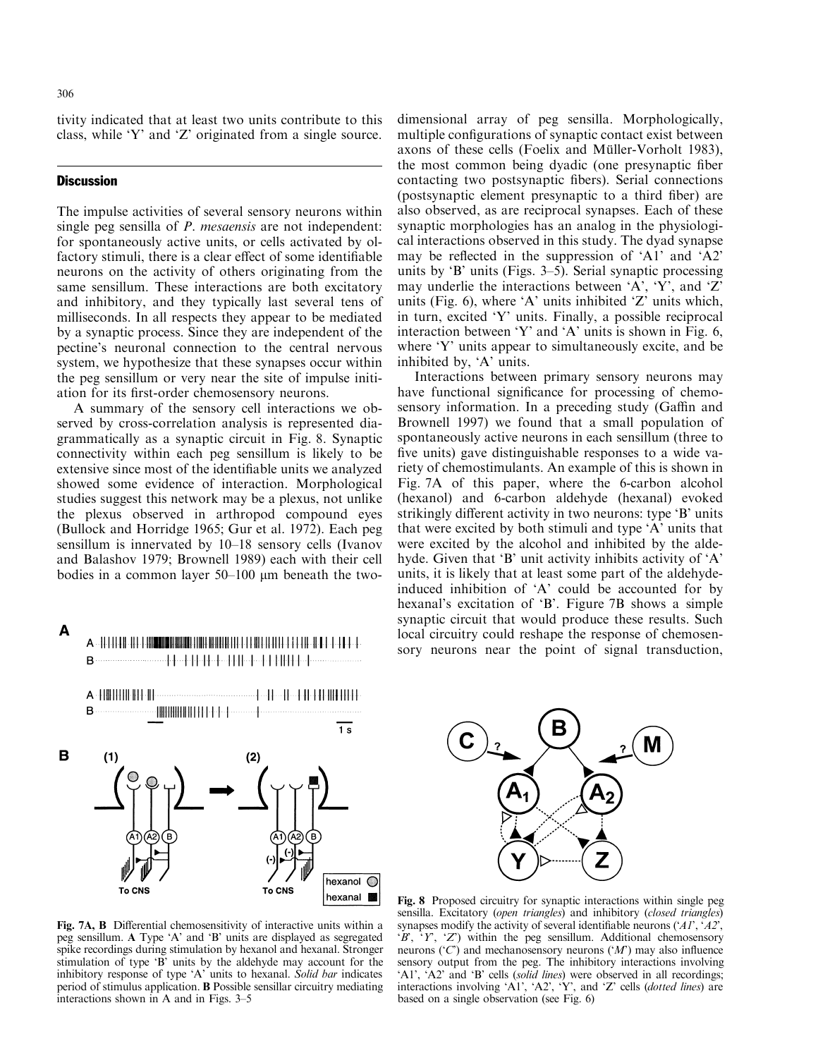tivity indicated that at least two units contribute to this class, while 'Y' and 'Z' originated from a single source.

## Discussion

The impulse activities of several sensory neurons within single peg sensilla of *P. mesaensis* are not independent: for spontaneously active units, or cells activated by olfactory stimuli, there is a clear effect of some identifiable neurons on the activity of others originating from the same sensillum. These interactions are both excitatory and inhibitory, and they typically last several tens of milliseconds. In all respects they appear to be mediated by a synaptic process. Since they are independent of the pectine's neuronal connection to the central nervous system, we hypothesize that these synapses occur within the peg sensillum or very near the site of impulse initiation for its first-order chemosensory neurons.

A summary of the sensory cell interactions we observed by cross-correlation analysis is represented diagrammatically as a synaptic circuit in Fig. 8. Synaptic connectivity within each peg sensillum is likely to be extensive since most of the identifiable units we analyzed showed some evidence of interaction. Morphological studies suggest this network may be a plexus, not unlike the plexus observed in arthropod compound eyes (Bullock and Horridge 1965; Gur et al. 1972). Each peg sensillum is innervated by 10–18 sensory cells (Ivanov and Balashov 1979; Brownell 1989) each with their cell bodies in a common layer 50–100 μm beneath the two-dimensional array of peg sensilla. Morphologically, multiple configurations of synaptic contact exist between axons of these cells (Foelix and Müller-Vorholt 1983), the most common being dyadic (one presynaptic fiber contacting two postsynaptic fibers). Serial connections (postsynaptic element presynaptic to a third fiber) are also observed, as are reciprocal synapses. Each of these synaptic morphologies has an analog in the physiological interactions observed in this study. The dyad synapse may be reflected in the suppression of 'A1' and 'A2' units by 'B' units (Figs. 3–5). Serial synaptic processing may underlie the interactions between 'A', 'Y', and 'Z' units (Fig. 6), where 'A' units inhibited 'Z' units which, in turn, excited 'Y' units. Finally, a possible reciprocal interaction between 'Y' and 'A' units is shown in Fig. 6, where 'Y' units appear to simultaneously excite, and be inhibited by, 'A' units.

Interactions between primary sensory neurons may have functional significance for processing of chemosensory information. In a preceding study (Gaffin and Brownell 1997) we found that a small population of spontaneously active neurons in each sensillum (three to five units) gave distinguishable responses to a wide variety of chemostimulants. An example of this is shown in Fig. 7A of this paper, where the 6-carbon alcohol (hexanol) and 6-carbon aldehyde (hexanal) evoked strikingly different activity in two neurons: type 'B' units that were excited by both stimuli and type 'A' units that were excited by the alcohol and inhibited by the aldehyde. Given that 'B' unit activity inhibits activity of 'A' units, it is likely that at least some part of the aldehyde-induced inhibition of 'A' could be accounted for by hexanal's excitation of 'B'. Figure 7B shows a simple synaptic circuit that would produce these results. Such local circuitry could reshape the response of chemosensory neurons near the point of signal transduction,

**Fig. 7A, B** Differential chemosensitivity of interactive units within a peg sensillum. **A** Type 'A' and 'B' units are displayed as segregated spike recordings during stimulation by hexanol and hexanal. Stronger stimulation of type 'B' units by the aldehyde may account for the inhibitory response of type 'A' units to hexanal. *Solid bar* indicates period of stimulus application. **B** Possible sensillar circuitry mediating interactions shown in A and in Figs. 3–5

**Fig. 8** Proposed circuitry for synaptic interactions within single peg sensilla. Excitatory (*open triangles*) and inhibitory (*closed triangles*) synapses modify the activity of several identifiable neurons (*'A1'*, *'A2'*, *'B'*, *'Y'*, *'Z'*) within the peg sensillum. Additional chemosensory neurons (*'C'*) and mechanosensory neurons (*'M'*) may also influence sensory output from the peg. The inhibitory interactions involving 'A1', 'A2' and 'B' cells (*solid lines*) were observed in all recordings; interactions involving 'A1', 'A2', 'Y', and 'Z' cells (*dotted lines*) are based on a single observation (see Fig. 6)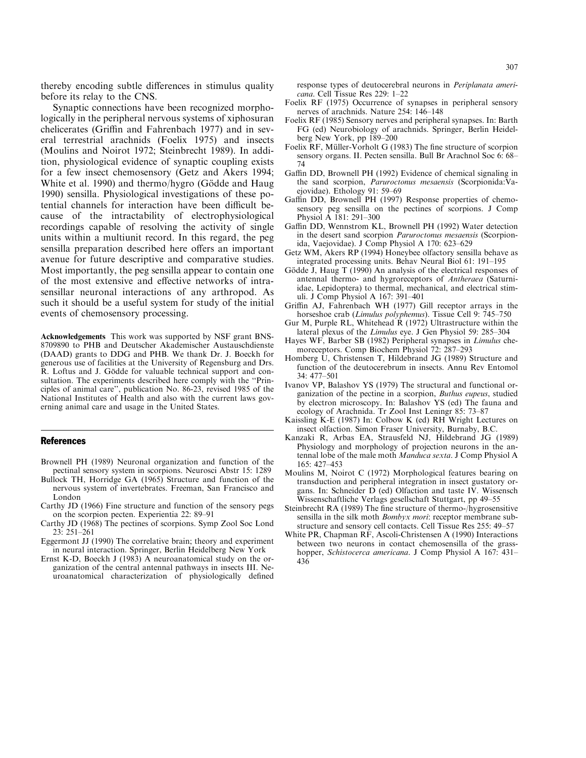thereby encoding subtle differences in stimulus quality before its relay to the CNS.

Synaptic connections have been recognized morphologically in the peripheral nervous systems of xiphosuran chelicerates (Griffin and Fahrenbach 1977) and in several terrestrial arachnids (Foelix 1975) and insects (Moulins and Noirot 1972; Steinbrecht 1989). In addition, physiological evidence of synaptic coupling exists for a few insect chemosensory (Getz and Akers 1994; White et al. 1990) and thermo/hygro (Gödde and Haug 1990) sensilla. Physiological investigations of these potential channels for interaction have been difficult because of the intractability of electrophysiological recordings capable of resolving the activity of single units within a multiunit record. In this regard, the peg sensilla preparation described here offers an important avenue for future descriptive and comparative studies. Most importantly, the peg sensilla appear to contain one of the most extensive and effective networks of intrasensillar neuronal interactions of any arthropod. As such it should be a useful system for study of the initial events of chemosensory processing.

**Acknowledgements** This work was supported by NSF grant BNS-8709890 to PHB and Deutscher Akademischer Austauschdienste (DAAD) grants to DDG and PHB. We thank Dr. J. Boeckh for generous use of facilities at the University of Regensburg and Drs. R. Loftus and J. Gödde for valuable technical support and consultation. The experiments described here comply with the "Principles of animal care", publication No. 86-23, revised 1985 of the National Institutes of Health and also with the current laws governing animal care and usage in the United States.

## References

Brownell PH (1989) Neuronal organization and function of the pectinal sensory system in scorpions. Neurosci Abstr 15: 1289

Bullock TH, Horridge GA (1965) Structure and function of the nervous system of invertebrates. Freeman, San Francisco and London

Carthy JD (1966) Fine structure and function of the sensory pegs on the scorpion pecten. Experientia 22: 89–91

Carthy JD (1968) The pectines of scorpions. Symp Zool Soc Lond 23: 251–261

Eggermont JJ (1990) The correlative brain; theory and experiment in neural interaction. Springer, Berlin Heidelberg New York

Ernst K-D, Boeckh J (1983) A neuroanatomical study on the organization of the central antennal pathways in insects III. Neuroanatomical characterization of physiologically defined response types of deutocerebral neurons in *Periplanata americana*. Cell Tissue Res 229: 1–22

Foelix RF (1975) Occurrence of synapses in peripheral sensory nerves of arachnids. Nature 254: 146–148

Foelix RF (1985) Sensory nerves and peripheral synapses. In: Barth FG (ed) Neurobiology of arachnids. Springer, Berlin Heidelberg New York, pp 189–200

Foelix RF, Müller-Vorholt G (1983) The fine structure of scorpion sensory organs. II. Pecten sensilla. Bull Br Arachnol Soc 6: 68–74

Gaffin DD, Brownell PH (1992) Evidence of chemical signaling in the sand scorpion, *Paruroctonus mesaensis* (Scorpionida:Vaejovidae). Ethology 91: 59–69

Gaffin DD, Brownell PH (1997) Response properties of chemosensory peg sensilla on the pectines of scorpions. J Comp Physiol A 181: 291–300

Gaffin DD, Wennstrom KL, Brownell PH (1992) Water detection in the desert sand scorpion *Paruroctonus mesaensis* (Scorpionida, Vaejovidae). J Comp Physiol A 170: 623–629

Getz WM, Akers RP (1994) Honeybee olfactory sensilla behave as integrated processing units. Behav Neural Biol 61: 191–195

Gödde J, Haug T (1990) An analysis of the electrical responses of antennal thermo- and hygroreceptors of *Antheraea* (Saturniidae, Lepidoptera) to thermal, mechanical, and electrical stimuli. J Comp Physiol A 167: 391–401

Griffin AJ, Fahrenbach WH (1977) Gill receptor arrays in the horseshoe crab (*Limulus polyphemus*). Tissue Cell 9: 745–750

Gur M, Purple RL, Whitehead R (1972) Ultrastructure within the lateral plexus of the *Limulus* eye. J Gen Physiol 59: 285–304

Hayes WF, Barber SB (1982) Peripheral synapses in *Limulus* chemoreceptors. Comp Biochem Physiol 72: 287–293

Homberg U, Christensen T, Hildebrand JG (1989) Structure and function of the deutocerebrum in insects. Annu Rev Entomol 34: 477–501

Ivanov VP, Balashov YS (1979) The structural and functional organization of the pectine in a scorpion, *Buthus eupeus*, studied by electron microscopy. In: Balashov YS (ed) The fauna and ecology of Arachnida. Tr Zool Inst Leningr 85: 73–87

Kaissling K-E (1987) In: Colbow K (ed) RH Wright Lectures on insect olfaction. Simon Fraser University, Burnaby, B.C.

Kanzaki R, Arbas EA, Strausfeld NJ, Hildebrand JG (1989) Physiology and morphology of projection neurons in the antennal lobe of the male moth *Manduca sexta*. J Comp Physiol A 165: 427–453

Moulins M, Noirot C (1972) Morphological features bearing on transduction and peripheral integration in insect gustatory organs. In: Schneider D (ed) Olfaction and taste IV. Wissensch Wissenschaftliche Verlags gesellschaft Stuttgart, pp 49–55

Steinbrecht RA (1989) The fine structure of thermo-/hygrosensitive sensilla in the silk moth *Bombyx mori*: receptor membrane substructure and sensory cell contacts. Cell Tissue Res 255: 49–57

White PR, Chapman RF, Ascoli-Christensen A (1990) Interactions between two neurons in contact chemosensilla of the grasshopper, *Schistocerca americana*. J Comp Physiol A 167: 431–436